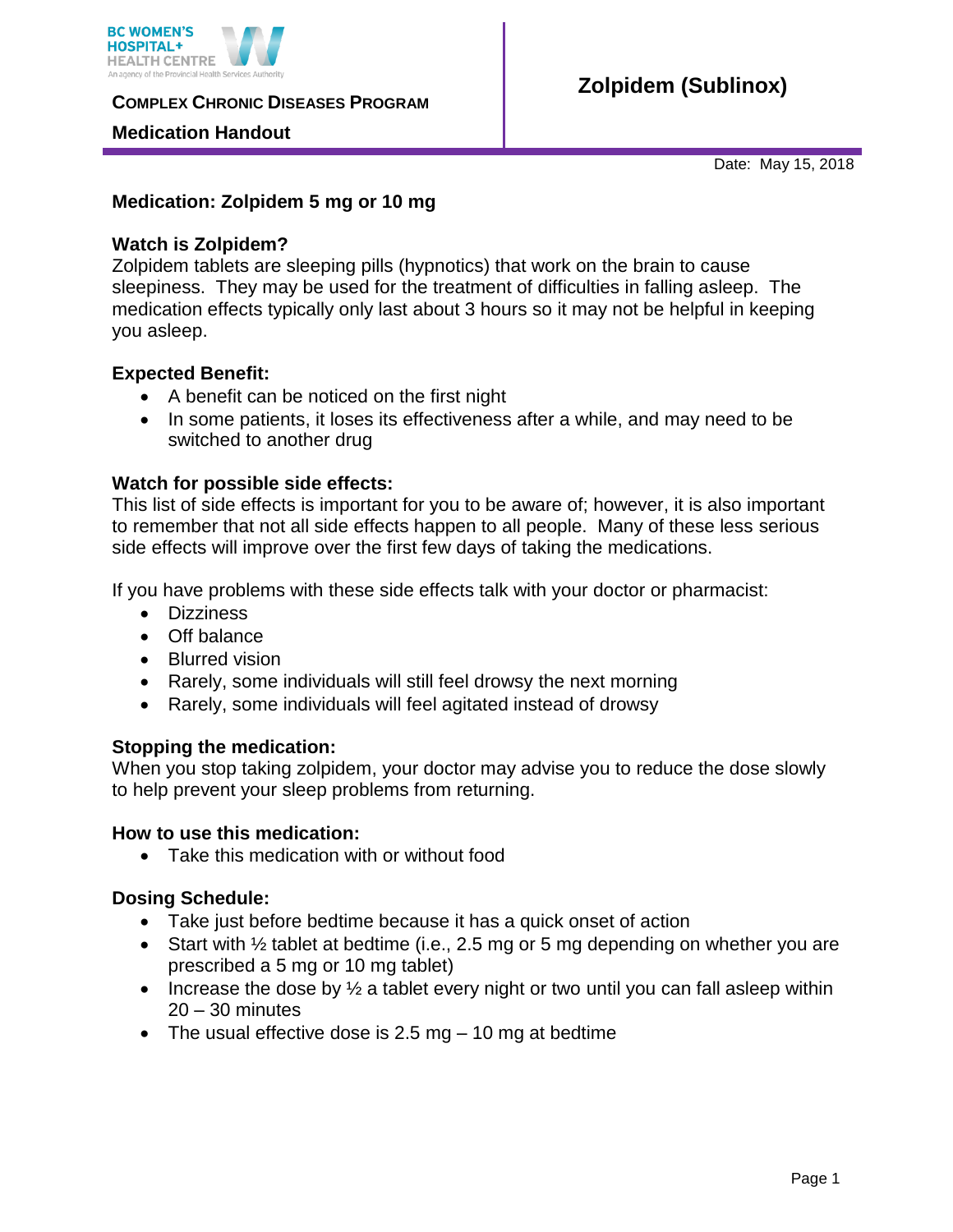BC WOMEN'S HOSPITAL+ HEALTH CENTRE
An agency of the Provincial Health Services Authority

**Complex Chronic Diseases Program**

**Medication Handout**

# Zolpidem (Sublinox)

Date: May 15, 2018

**Medication: Zolpidem 5 mg or 10 mg**

**Watch is Zolpidem?**

Zolpidem tablets are sleeping pills (hypnotics) that work on the brain to cause sleepiness. They may be used for the treatment of difficulties in falling asleep. The medication effects typically only last about 3 hours so it may not be helpful in keeping you asleep.

**Expected Benefit:**

- A benefit can be noticed on the first night
- In some patients, it loses its effectiveness after a while, and may need to be switched to another drug

**Watch for possible side effects:**

This list of side effects is important for you to be aware of; however, it is also important to remember that not all side effects happen to all people. Many of these less serious side effects will improve over the first few days of taking the medications.

If you have problems with these side effects talk with your doctor or pharmacist:

- Dizziness
- Off balance
- Blurred vision
- Rarely, some individuals will still feel drowsy the next morning
- Rarely, some individuals will feel agitated instead of drowsy

**Stopping the medication:**

When you stop taking zolpidem, your doctor may advise you to reduce the dose slowly to help prevent your sleep problems from returning.

**How to use this medication:**

- Take this medication with or without food

**Dosing Schedule:**

- Take just before bedtime because it has a quick onset of action
- Start with ½ tablet at bedtime (i.e., 2.5 mg or 5 mg depending on whether you are prescribed a 5 mg or 10 mg tablet)
- Increase the dose by ½ a tablet every night or two until you can fall asleep within 20 – 30 minutes
- The usual effective dose is 2.5 mg – 10 mg at bedtime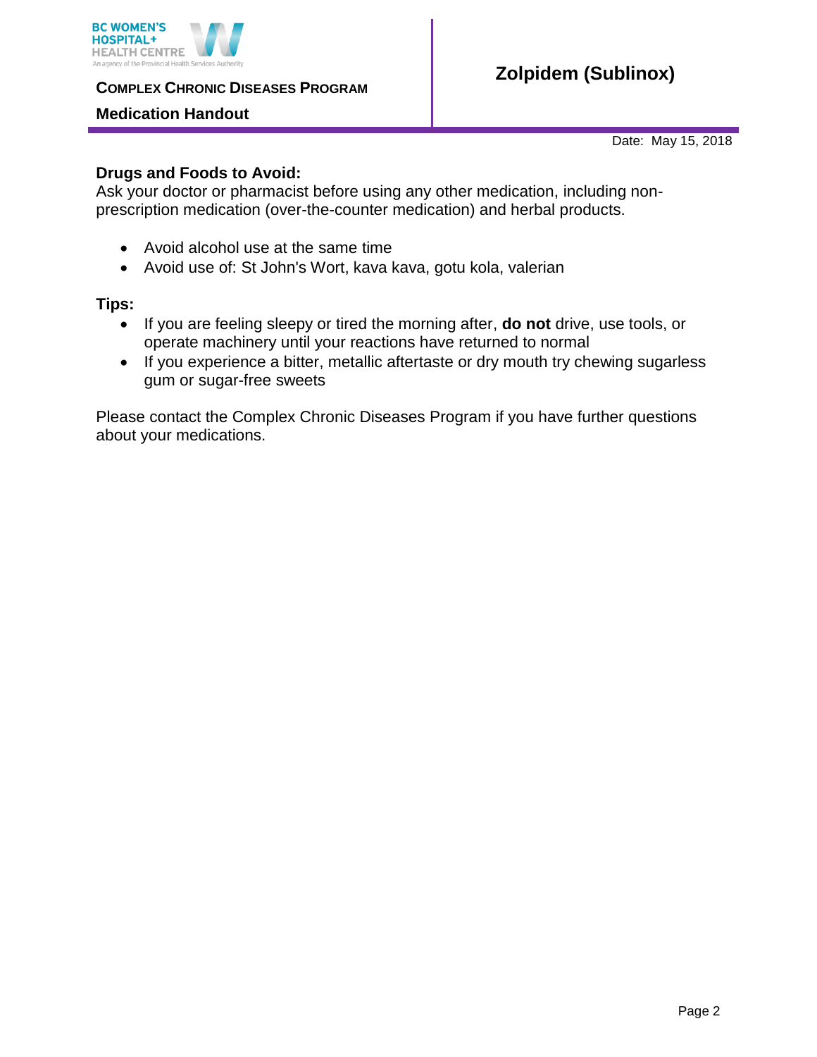## Drugs and Foods to Avoid:

Ask your doctor or pharmacist before using any other medication, including non-prescription medication (over-the-counter medication) and herbal products.

- Avoid alcohol use at the same time
- Avoid use of: St John's Wort, kava kava, gotu kola, valerian

## Tips:

- If you are feeling sleepy or tired the morning after, **do not** drive, use tools, or operate machinery until your reactions have returned to normal
- If you experience a bitter, metallic aftertaste or dry mouth try chewing sugarless gum or sugar-free sweets

Please contact the Complex Chronic Diseases Program if you have further questions about your medications.